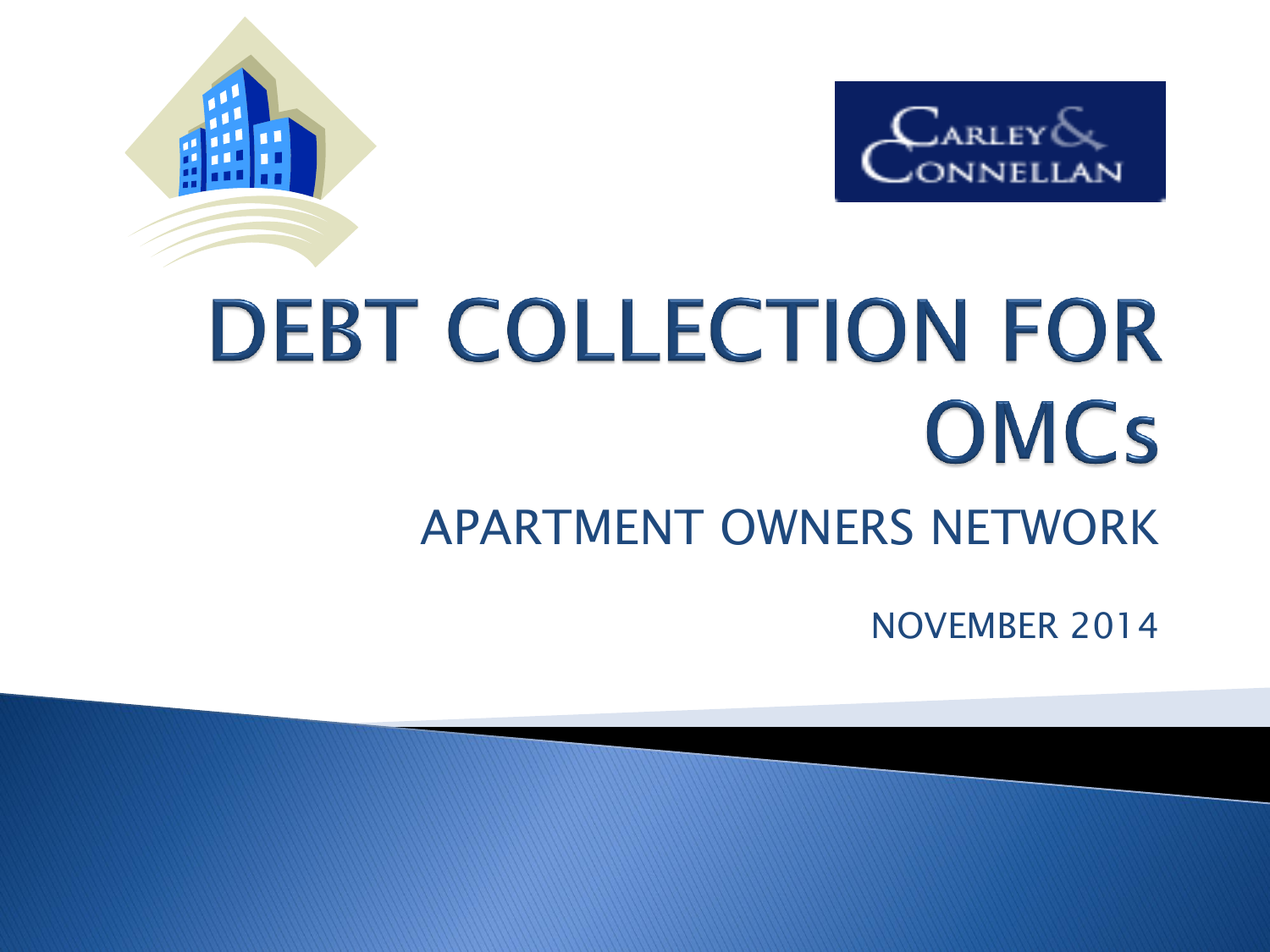CARLEY & CONNELLAN

# DEBT COLLECTION FOR OMCs

## APARTMENT OWNERS NETWORK

NOVEMBER 2014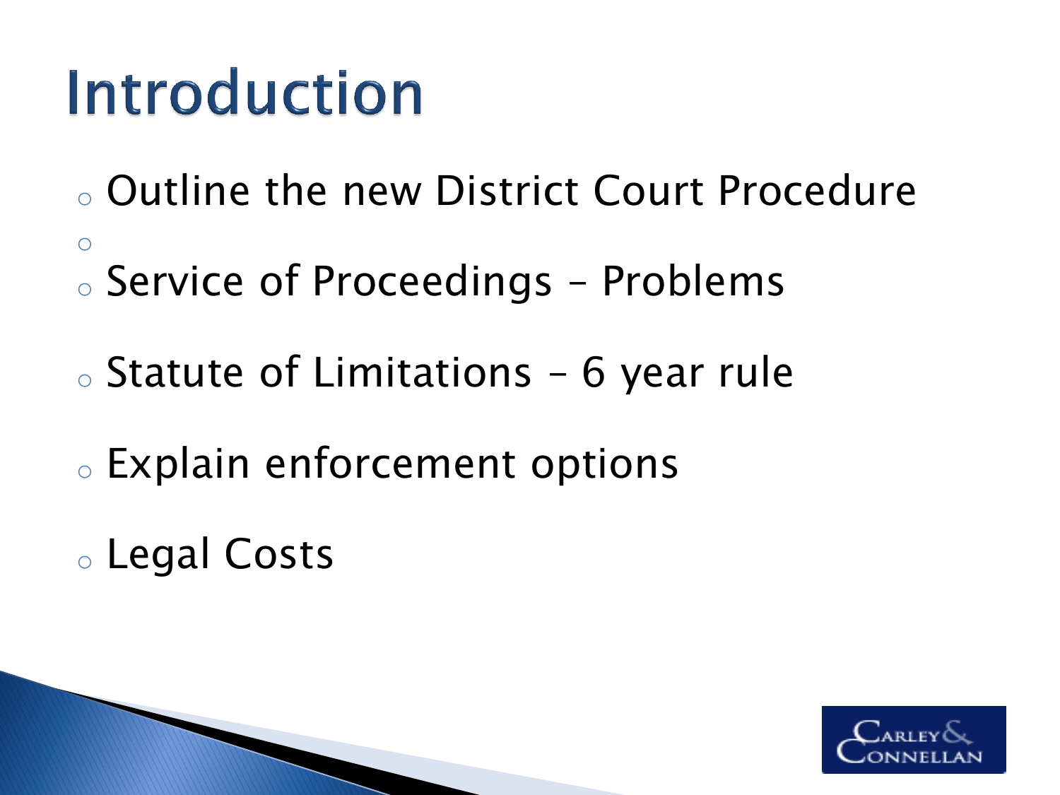# Introduction

- Outline the new District Court Procedure
- Service of Proceedings – Problems
- Statute of Limitations – 6 year rule
- Explain enforcement options
- Legal Costs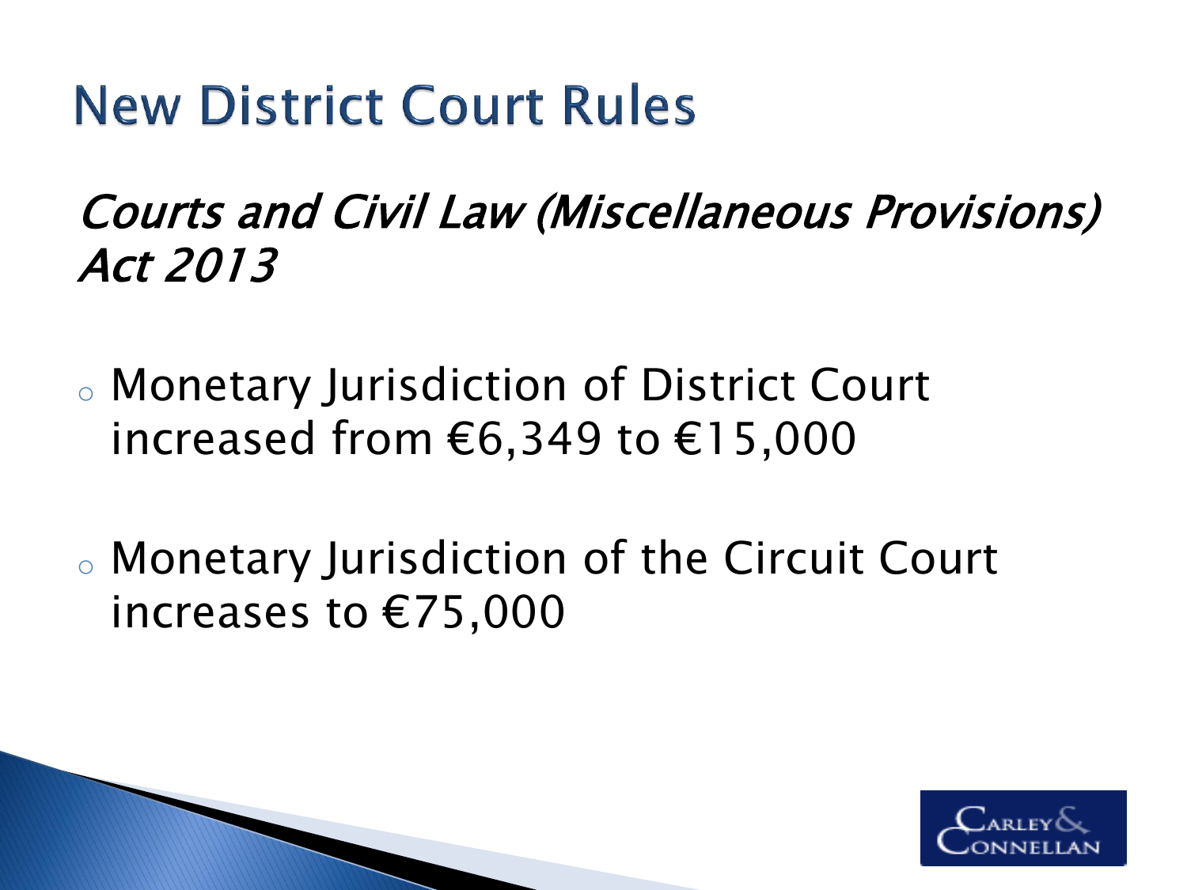# New District Court Rules

*Courts and Civil Law (Miscellaneous Provisions) Act 2013*

- Monetary Jurisdiction of District Court increased from €6,349 to €15,000
- Monetary Jurisdiction of the Circuit Court increases to €75,000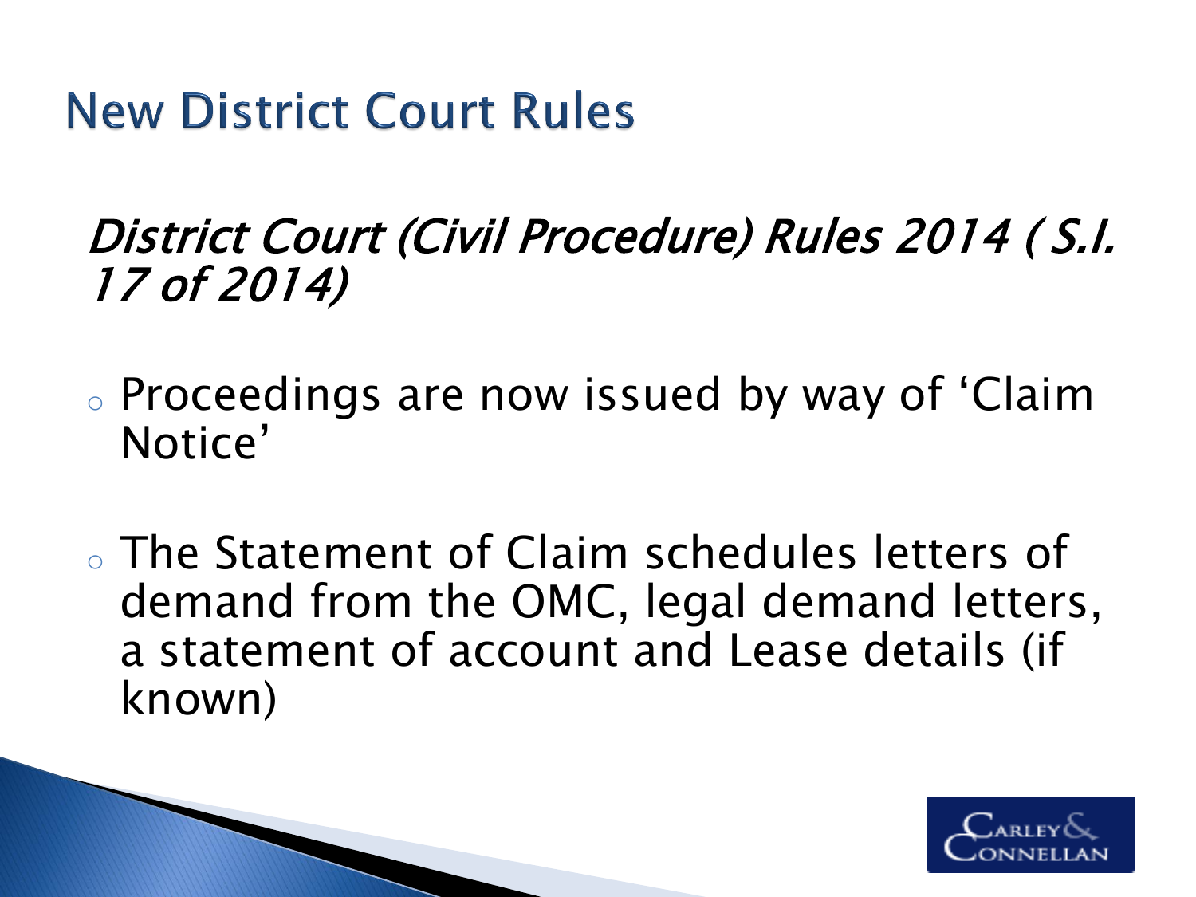# New District Court Rules

*District Court (Civil Procedure) Rules 2014 ( S.I. 17 of 2014)*

- Proceedings are now issued by way of 'Claim Notice'
- The Statement of Claim schedules letters of demand from the OMC, legal demand letters, a statement of account and Lease details (if known)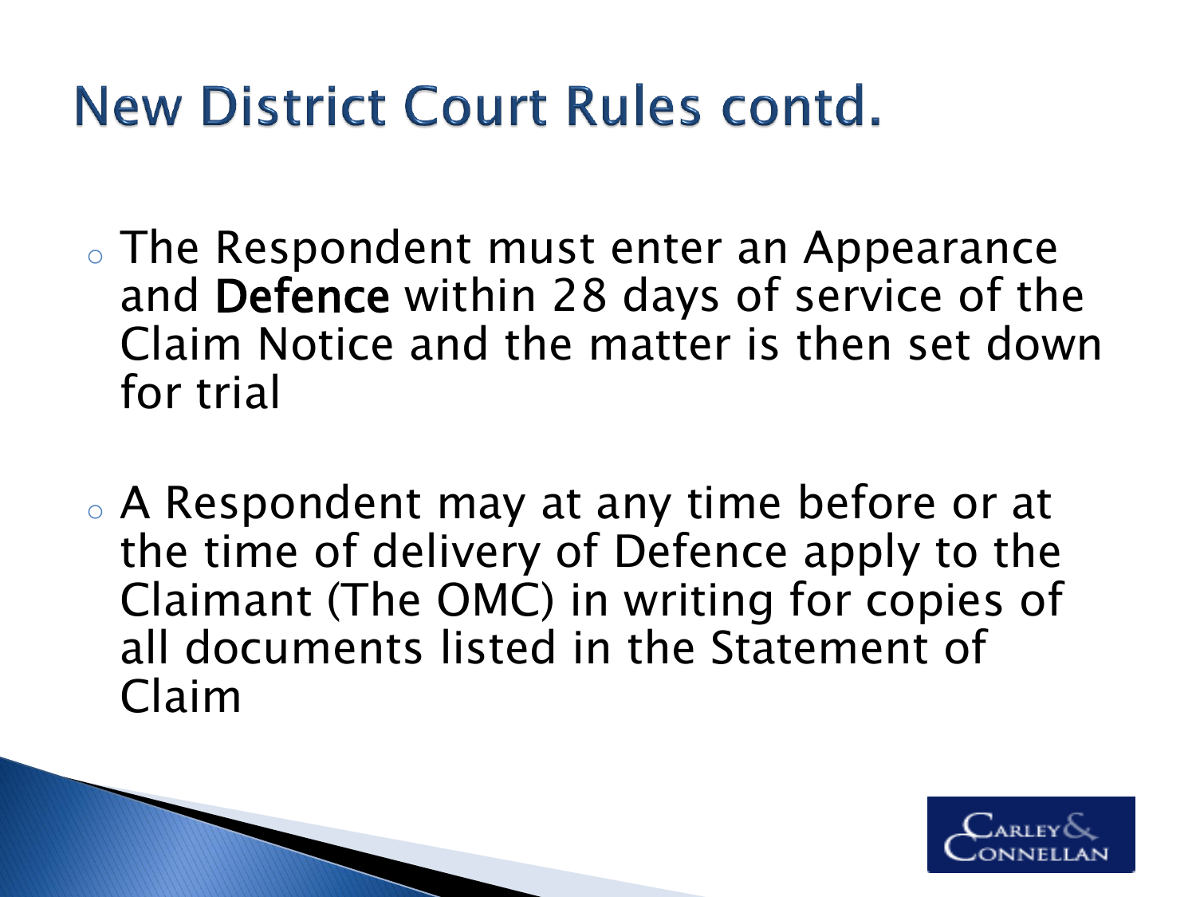# New District Court Rules contd.

- The Respondent must enter an Appearance and **Defence** within 28 days of service of the Claim Notice and the matter is then set down for trial

- A Respondent may at any time before or at the time of delivery of Defence apply to the Claimant (The OMC) in writing for copies of all documents listed in the Statement of Claim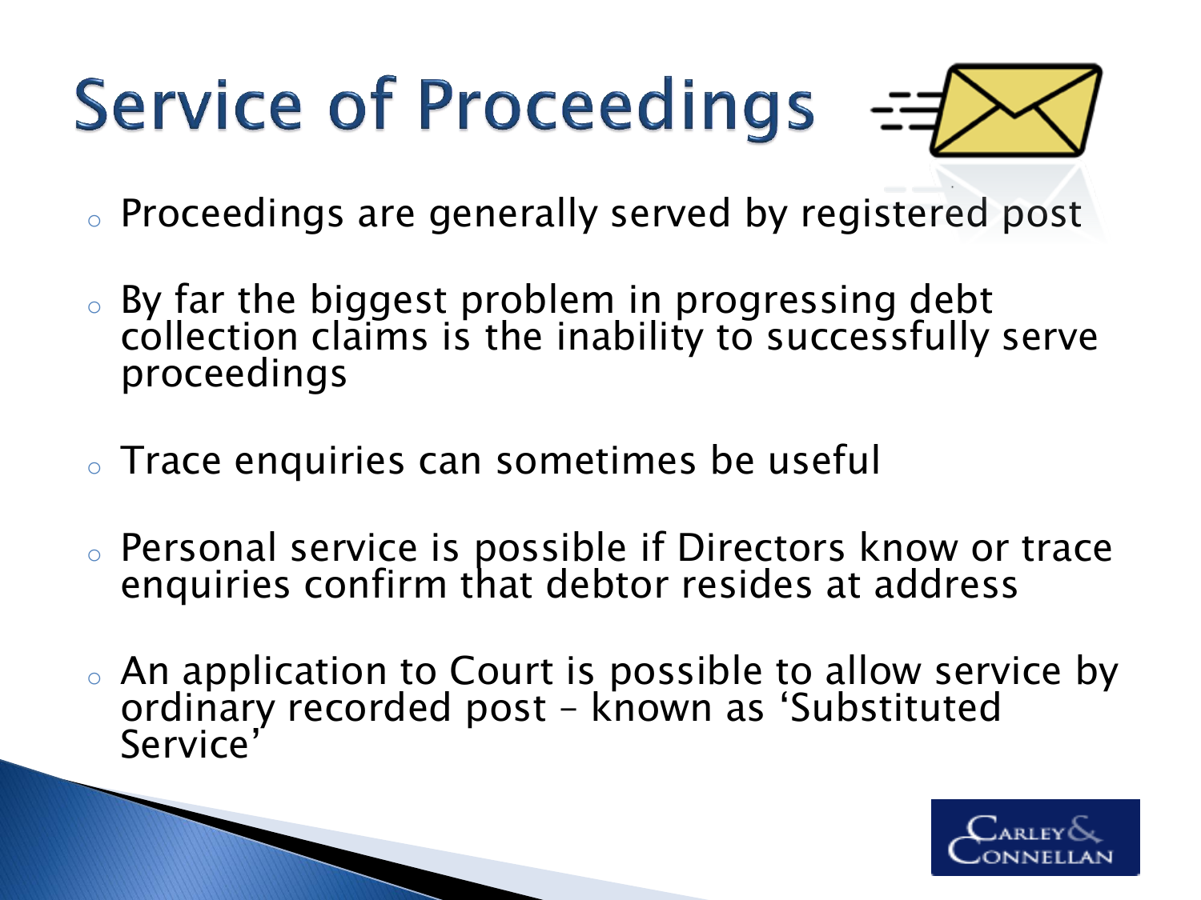# Service of Proceedings

- Proceedings are generally served by registered post
- By far the biggest problem in progressing debt collection claims is the inability to successfully serve proceedings
- Trace enquiries can sometimes be useful
- Personal service is possible if Directors know or trace enquiries confirm that debtor resides at address
- An application to Court is possible to allow service by ordinary recorded post – known as 'Substituted Service'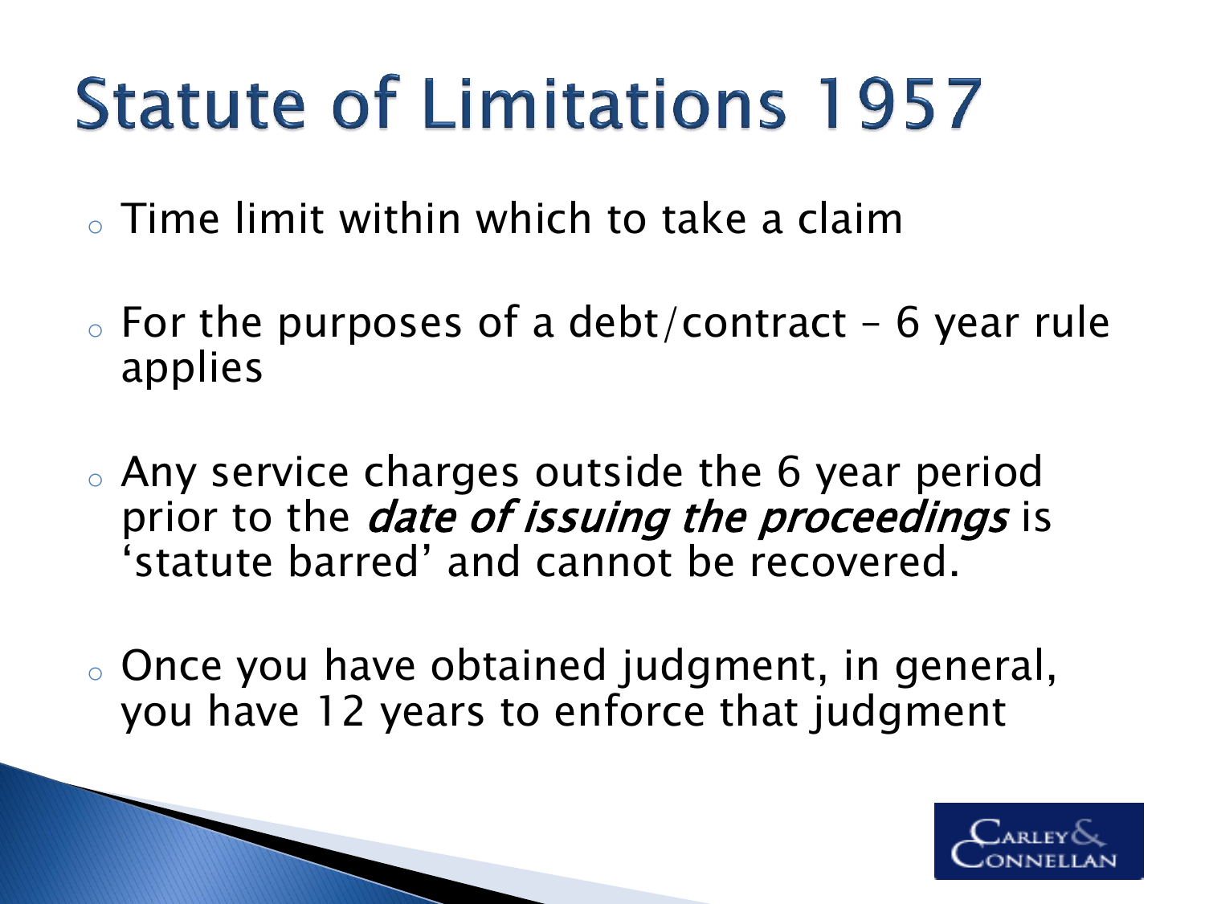# Statute of Limitations 1957

- Time limit within which to take a claim
- For the purposes of a debt/contract – 6 year rule applies
- Any service charges outside the 6 year period prior to the *date of issuing the proceedings* is 'statute barred' and cannot be recovered.
- Once you have obtained judgment, in general, you have 12 years to enforce that judgment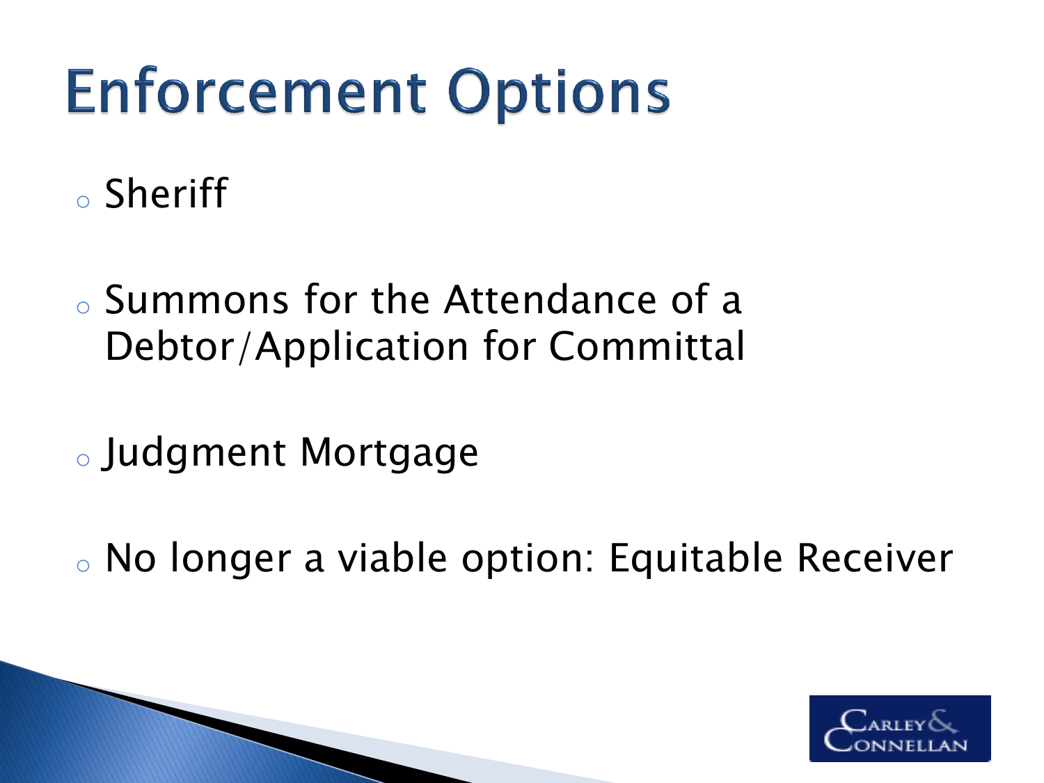# Enforcement Options

- Sheriff
- Summons for the Attendance of a Debtor/Application for Committal
- Judgment Mortgage
- No longer a viable option: Equitable Receiver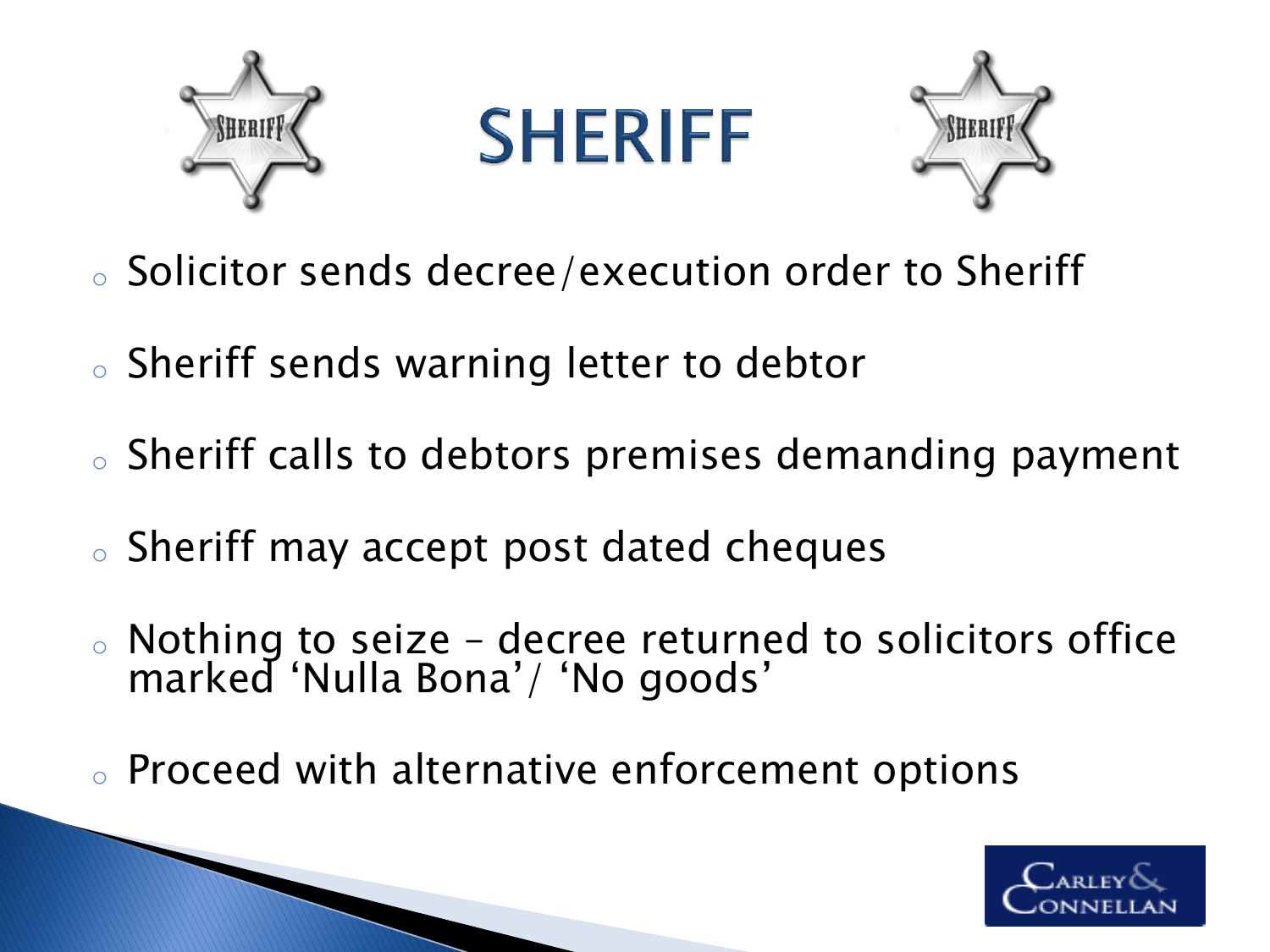# SHERIFF

- Solicitor sends decree/execution order to Sheriff
- Sheriff sends warning letter to debtor
- Sheriff calls to debtors premises demanding payment
- Sheriff may accept post dated cheques
- Nothing to seize – decree returned to solicitors office marked 'Nulla Bona'/ 'No goods'
- Proceed with alternative enforcement options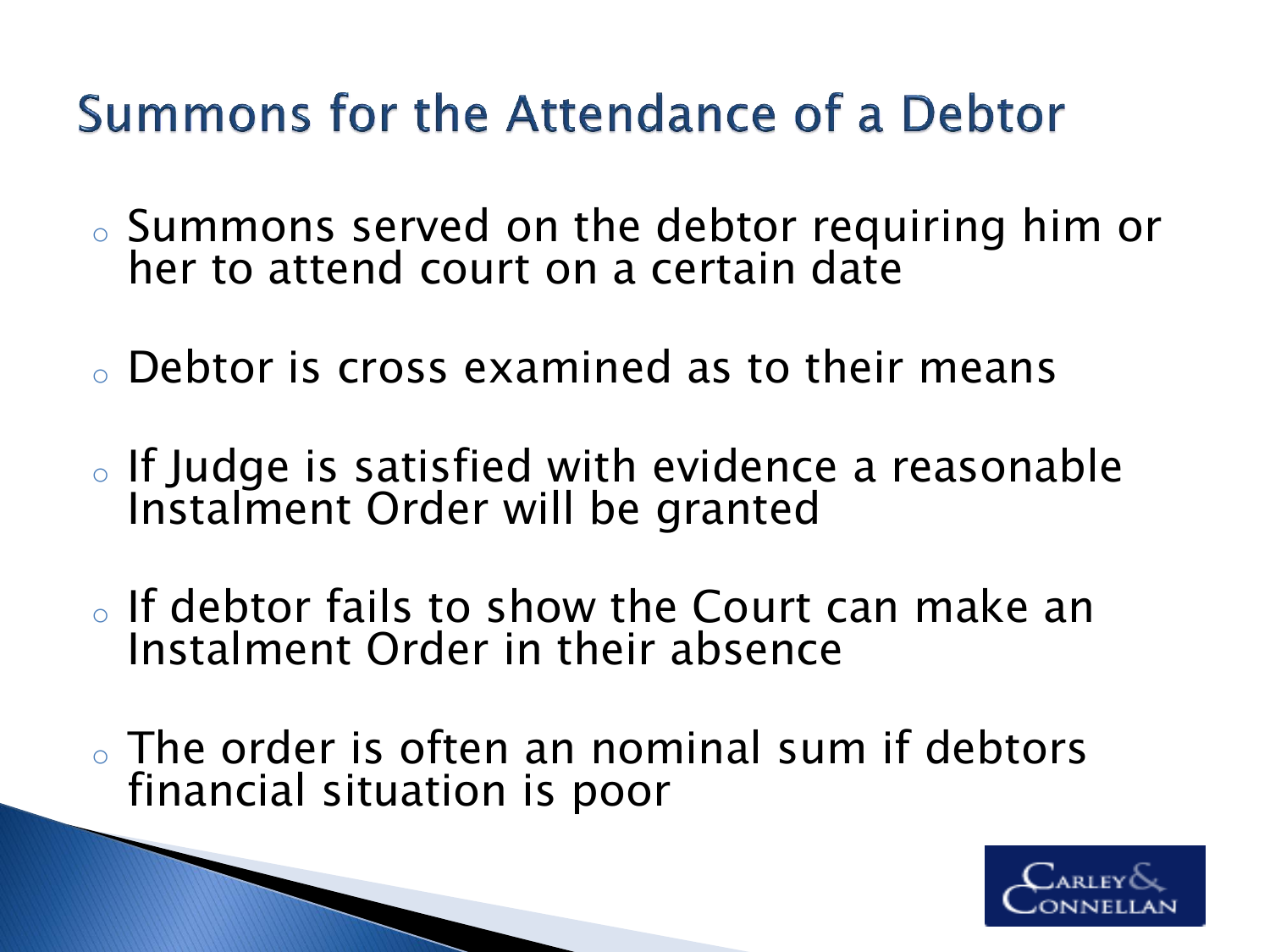# Summons for the Attendance of a Debtor

- Summons served on the debtor requiring him or her to attend court on a certain date
- Debtor is cross examined as to their means
- If Judge is satisfied with evidence a reasonable Instalment Order will be granted
- If debtor fails to show the Court can make an Instalment Order in their absence
- The order is often an nominal sum if debtors financial situation is poor

CARLEY & CONNELLAN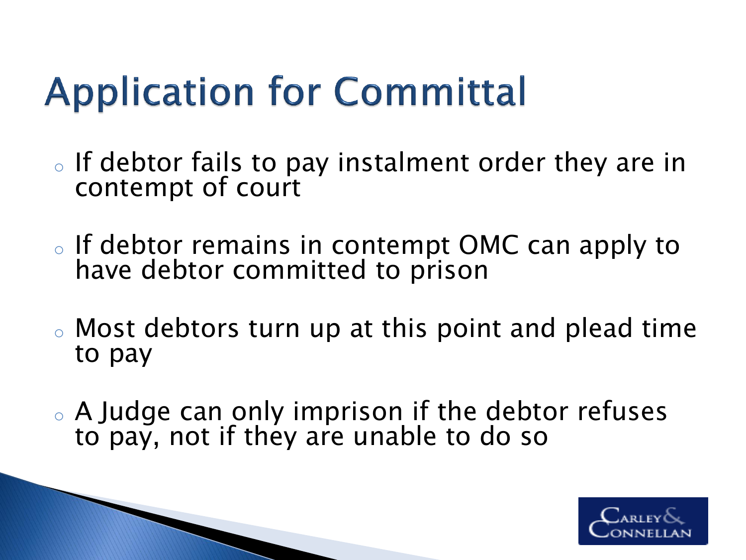# Application for Committal

- If debtor fails to pay instalment order they are in contempt of court
- If debtor remains in contempt OMC can apply to have debtor committed to prison
- Most debtors turn up at this point and plead time to pay
- A Judge can only imprison if the debtor refuses to pay, not if they are unable to do so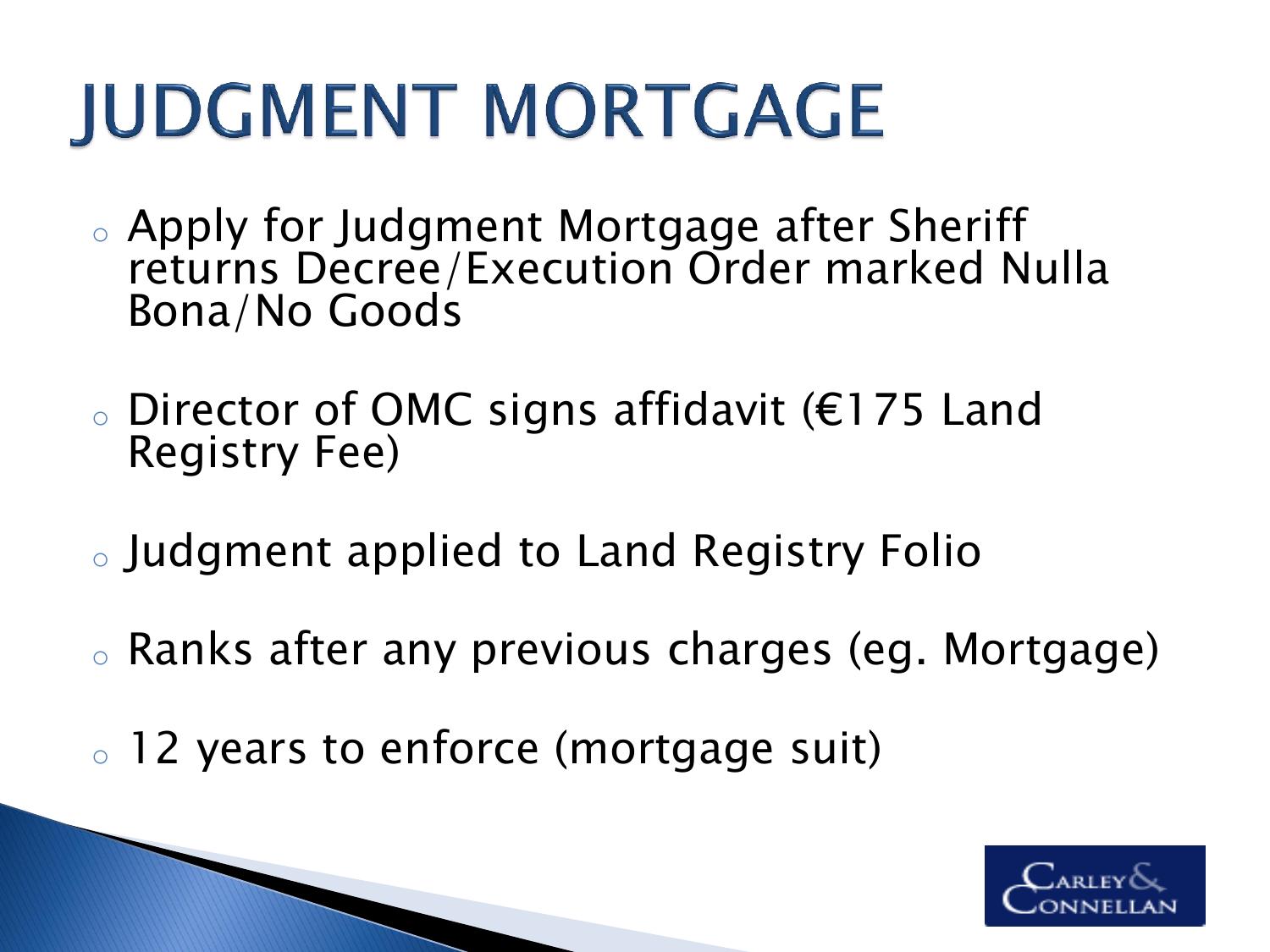# JUDGMENT MORTGAGE

- Apply for Judgment Mortgage after Sheriff returns Decree/Execution Order marked Nulla Bona/No Goods
- Director of OMC signs affidavit (€175 Land Registry Fee)
- Judgment applied to Land Registry Folio
- Ranks after any previous charges (eg. Mortgage)
- 12 years to enforce (mortgage suit)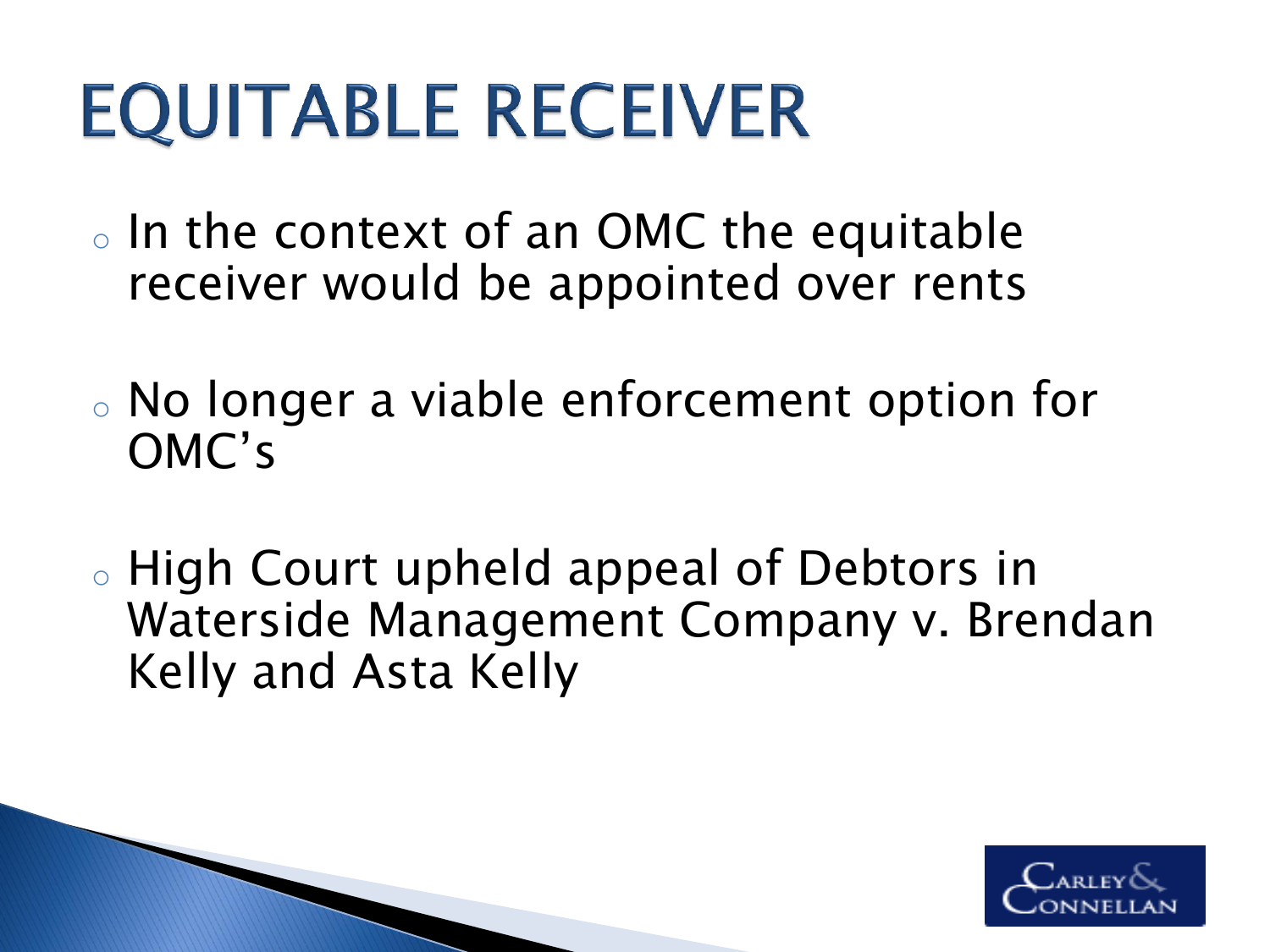# EQUITABLE RECEIVER

- In the context of an OMC the equitable receiver would be appointed over rents
- No longer a viable enforcement option for OMC's
- High Court upheld appeal of Debtors in Waterside Management Company v. Brendan Kelly and Asta Kelly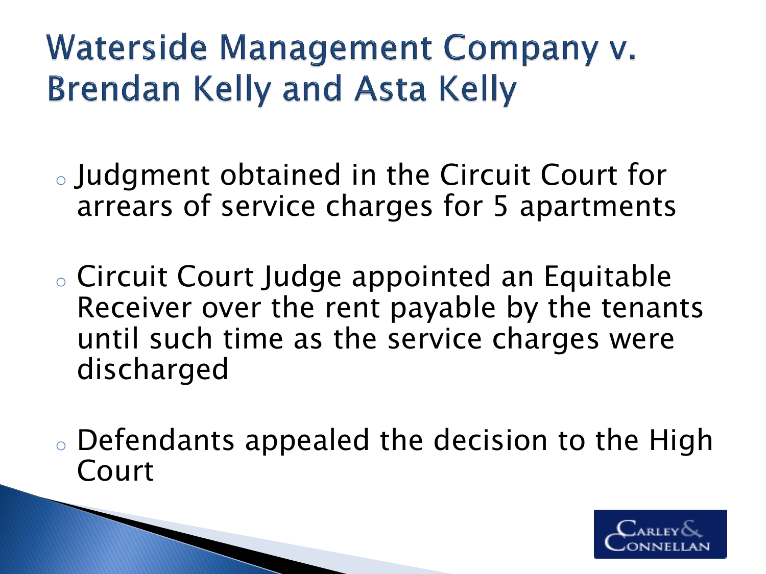# Waterside Management Company v. Brendan Kelly and Asta Kelly

- Judgment obtained in the Circuit Court for arrears of service charges for 5 apartments
- Circuit Court Judge appointed an Equitable Receiver over the rent payable by the tenants until such time as the service charges were discharged
- Defendants appealed the decision to the High Court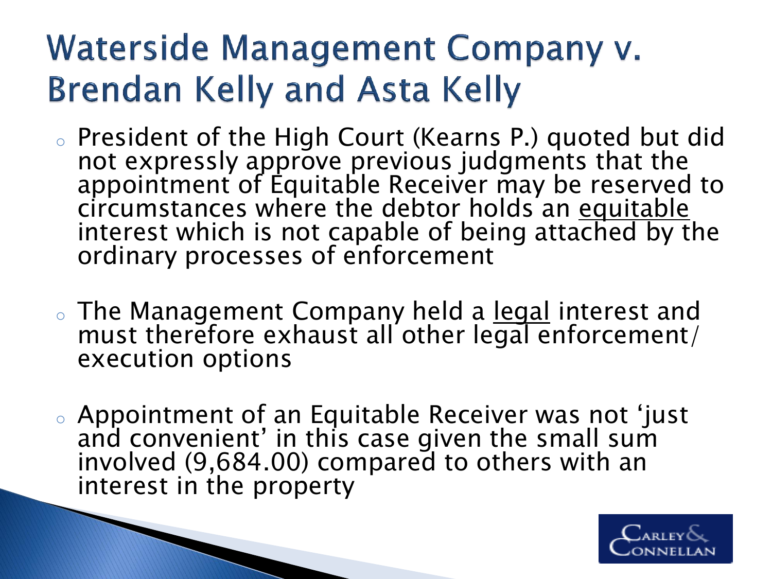# Waterside Management Company v. Brendan Kelly and Asta Kelly

- President of the High Court (Kearns P.) quoted but did not expressly approve previous judgments that the appointment of Equitable Receiver may be reserved to circumstances where the debtor holds an equitable interest which is not capable of being attached by the ordinary processes of enforcement
- The Management Company held a legal interest and must therefore exhaust all other legal enforcement/ execution options
- Appointment of an Equitable Receiver was not 'just and convenient' in this case given the small sum involved (9,684.00) compared to others with an interest in the property

Carley & Connellan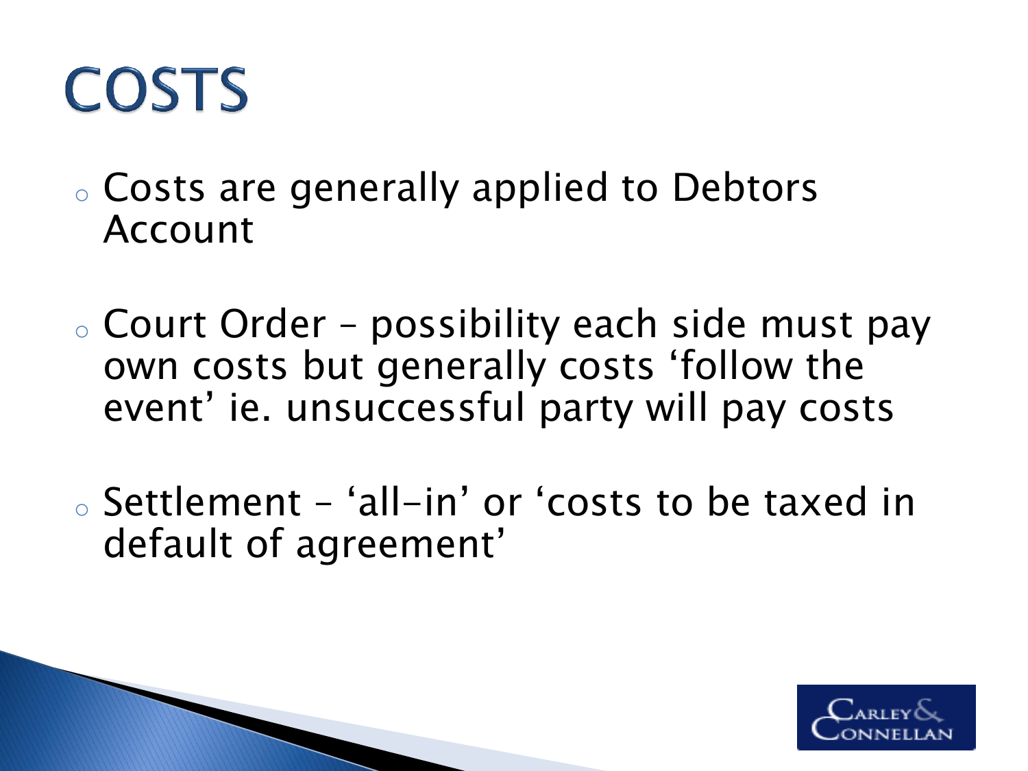# COSTS

- Costs are generally applied to Debtors Account
- Court Order – possibility each side must pay own costs but generally costs 'follow the event' ie. unsuccessful party will pay costs
- Settlement – 'all-in' or 'costs to be taxed in default of agreement'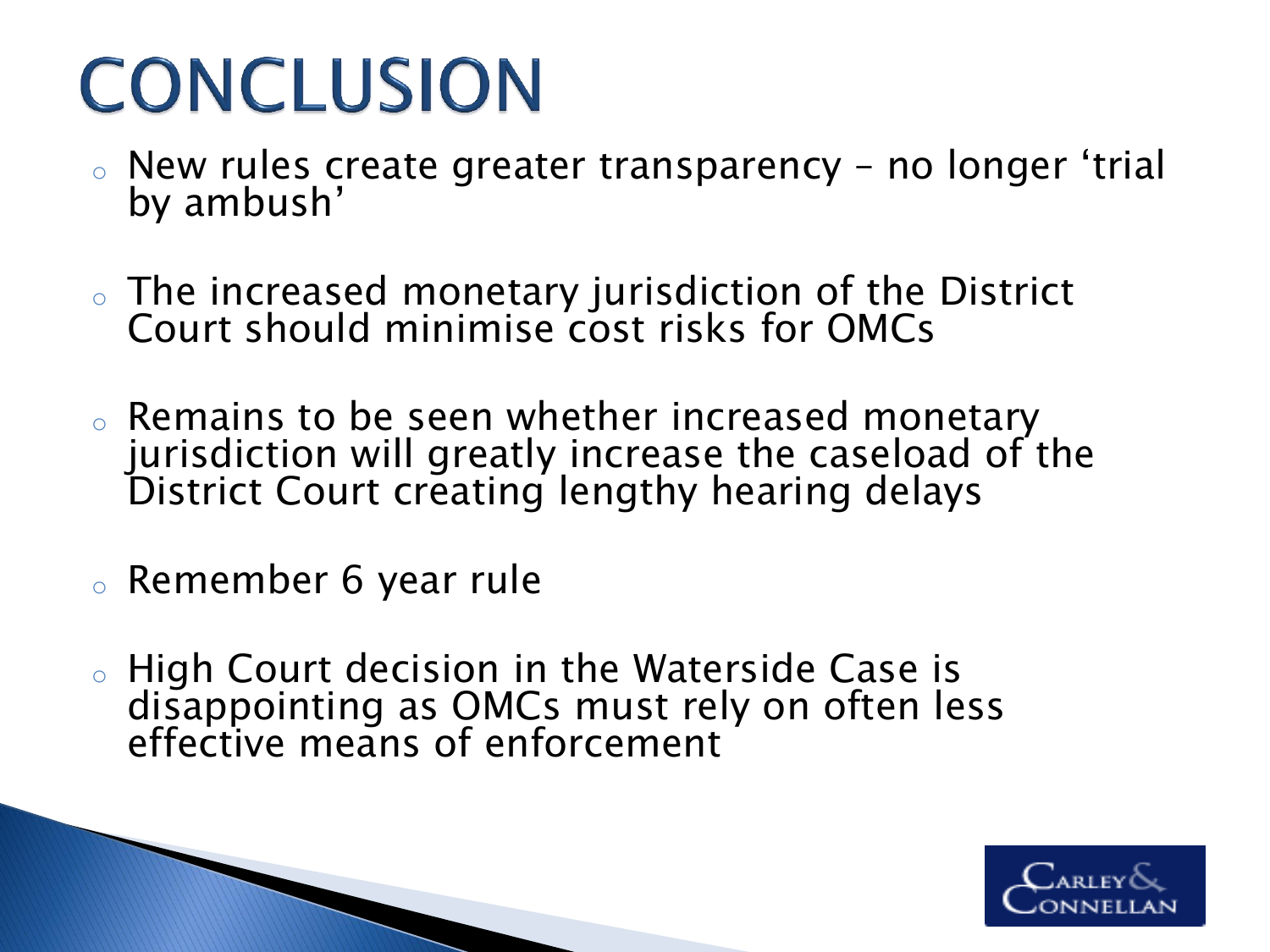# CONCLUSION

- New rules create greater transparency – no longer 'trial by ambush'
- The increased monetary jurisdiction of the District Court should minimise cost risks for OMCs
- Remains to be seen whether increased monetary jurisdiction will greatly increase the caseload of the District Court creating lengthy hearing delays
- Remember 6 year rule
- High Court decision in the Waterside Case is disappointing as OMCs must rely on often less effective means of enforcement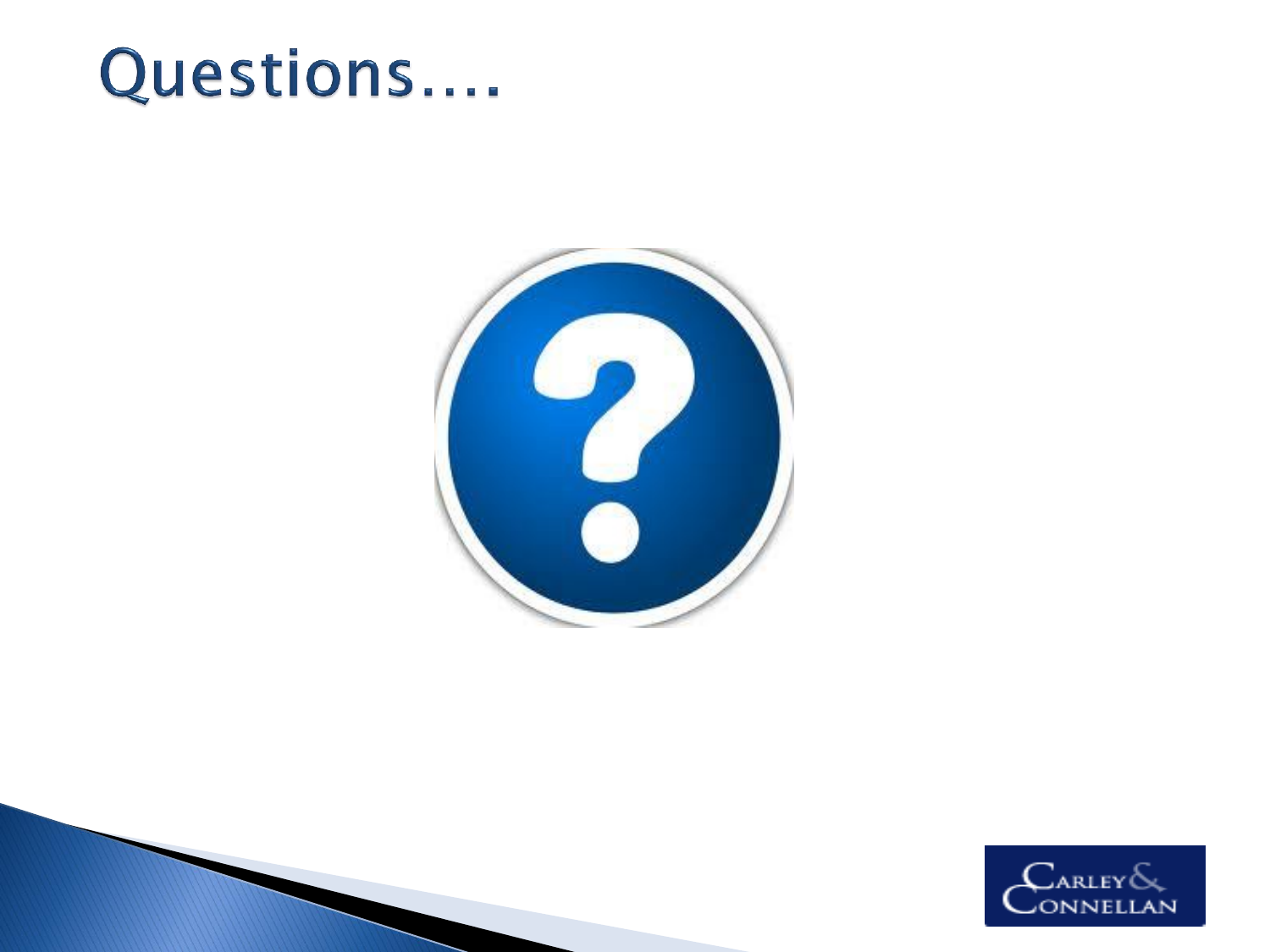# Questions….